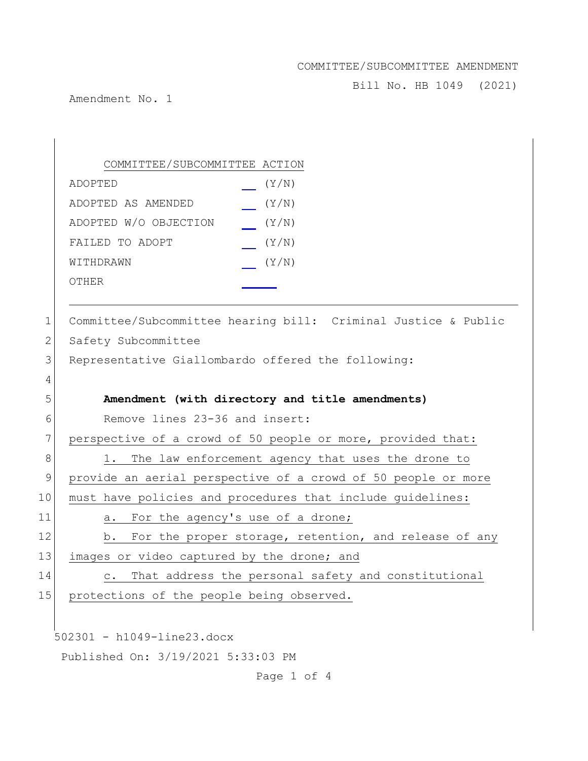COMMITTEE/SUBCOMMITTEE AMENDMENT

Bill No. HB 1049 (2021)

Amendment No. 1

| COMMITTEE/SUBCOMMITTEE ACTION | |
|---|---|
| ADOPTED | __ (Y/N) |
| ADOPTED AS AMENDED | __ (Y/N) |
| ADOPTED W/O OBJECTION | __ (Y/N) |
| FAILED TO ADOPT | __ (Y/N) |
| WITHDRAWN | __ (Y/N) |
| OTHER | ____ |

---

1 Committee/Subcommittee hearing bill: Criminal Justice & Public
2 Safety Subcommittee
3 Representative Giallombardo offered the following:
4
5 **Amendment (with directory and title amendments)**
6 Remove lines 23-36 and insert:
7 perspective of a crowd of 50 people or more, provided that:
8 1. The law enforcement agency that uses the drone to
9 provide an aerial perspective of a crowd of 50 people or more
10 must have policies and procedures that include guidelines:
11 a. For the agency's use of a drone;
12 b. For the proper storage, retention, and release of any
13 images or video captured by the drone; and
14 c. That address the personal safety and constitutional
15 protections of the people being observed.

502301 - h1049-line23.docx

Published On: 3/19/2021 5:33:03 PM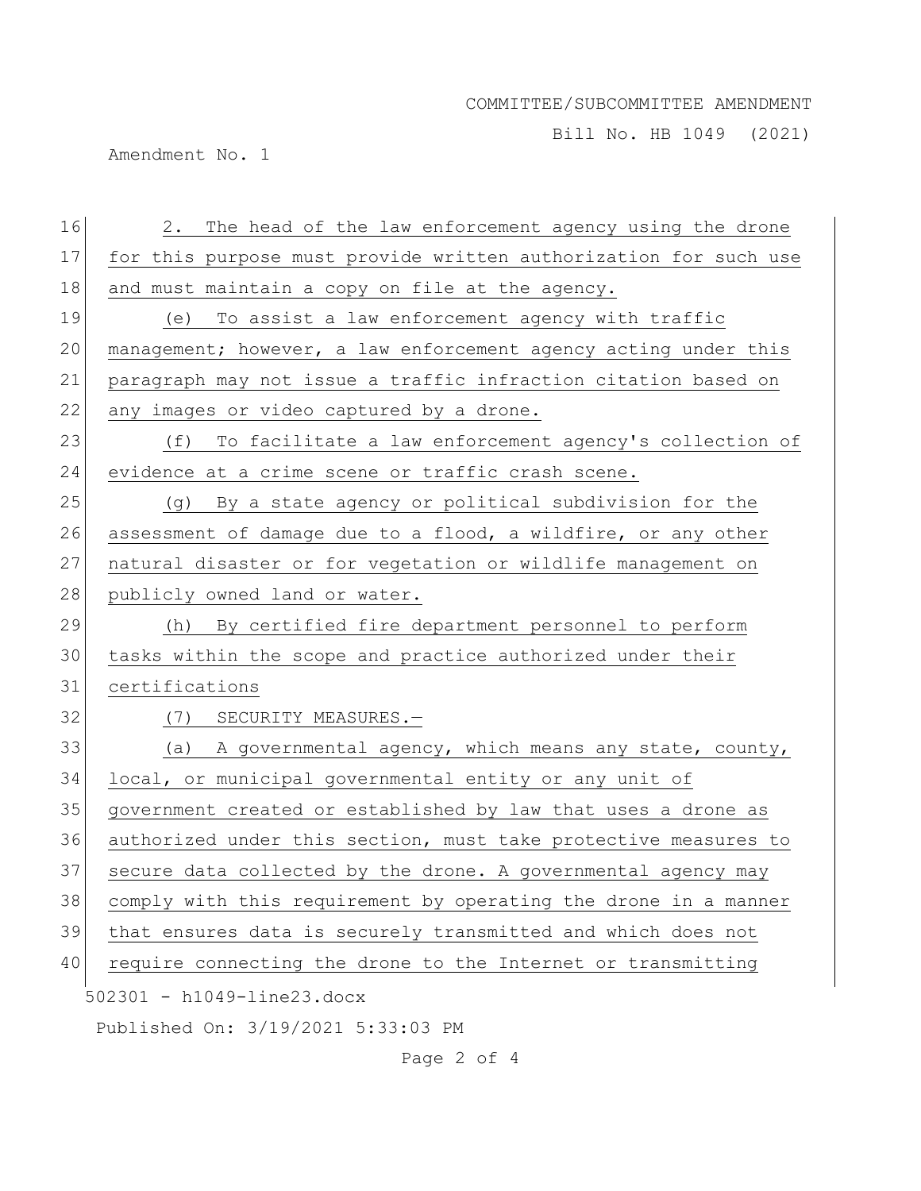2. The head of the law enforcement agency using the drone for this purpose must provide written authorization for such use and must maintain a copy on file at the agency.

(e) To assist a law enforcement agency with traffic management; however, a law enforcement agency acting under this paragraph may not issue a traffic infraction citation based on any images or video captured by a drone.

(f) To facilitate a law enforcement agency's collection of evidence at a crime scene or traffic crash scene.

(g) By a state agency or political subdivision for the assessment of damage due to a flood, a wildfire, or any other natural disaster or for vegetation or wildlife management on publicly owned land or water.

(h) By certified fire department personnel to perform tasks within the scope and practice authorized under their certifications

(7) SECURITY MEASURES.—

(a) A governmental agency, which means any state, county, local, or municipal governmental entity or any unit of government created or established by law that uses a drone as authorized under this section, must take protective measures to secure data collected by the drone. A governmental agency may comply with this requirement by operating the drone in a manner that ensures data is securely transmitted and which does not require connecting the drone to the Internet or transmitting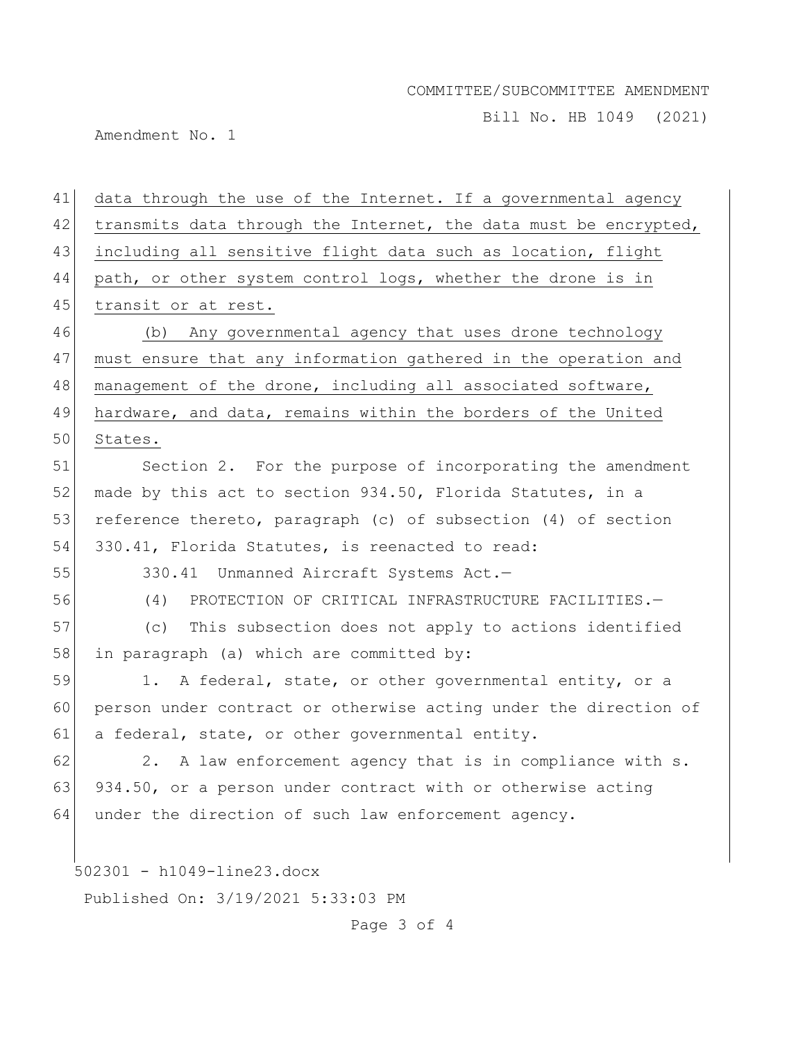data through the use of the Internet. If a governmental agency transmits data through the Internet, the data must be encrypted, including all sensitive flight data such as location, flight path, or other system control logs, whether the drone is in transit or at rest.

(b) Any governmental agency that uses drone technology must ensure that any information gathered in the operation and management of the drone, including all associated software, hardware, and data, remains within the borders of the United States.

Section 2. For the purpose of incorporating the amendment made by this act to section 934.50, Florida Statutes, in a reference thereto, paragraph (c) of subsection (4) of section 330.41, Florida Statutes, is reenacted to read:

330.41 Unmanned Aircraft Systems Act.—

(4) PROTECTION OF CRITICAL INFRASTRUCTURE FACILITIES.—

(c) This subsection does not apply to actions identified in paragraph (a) which are committed by:

1. A federal, state, or other governmental entity, or a person under contract or otherwise acting under the direction of a federal, state, or other governmental entity.

2. A law enforcement agency that is in compliance with s. 934.50, or a person under contract with or otherwise acting under the direction of such law enforcement agency.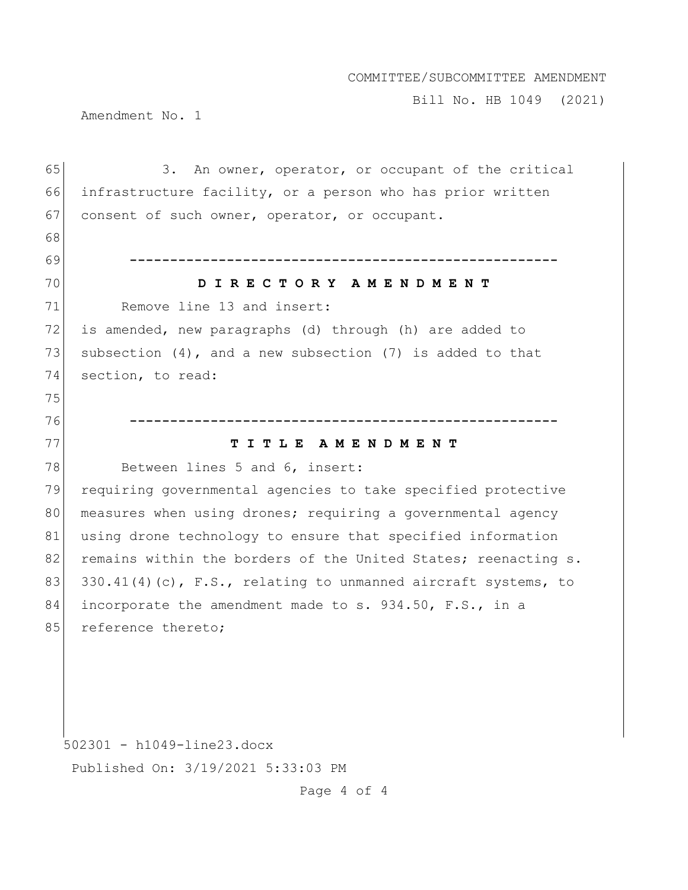3. An owner, operator, or occupant of the critical infrastructure facility, or a person who has prior written consent of such owner, operator, or occupant.

-----------------------------------------------------

**D I R E C T O R Y   A M E N D M E N T**

Remove line 13 and insert:

is amended, new paragraphs (d) through (h) are added to subsection (4), and a new subsection (7) is added to that section, to read:

-----------------------------------------------------

**T I T L E   A M E N D M E N T**

Between lines 5 and 6, insert:

requiring governmental agencies to take specified protective measures when using drones; requiring a governmental agency using drone technology to ensure that specified information remains within the borders of the United States; reenacting s. 330.41(4)(c), F.S., relating to unmanned aircraft systems, to incorporate the amendment made to s. 934.50, F.S., in a reference thereto;